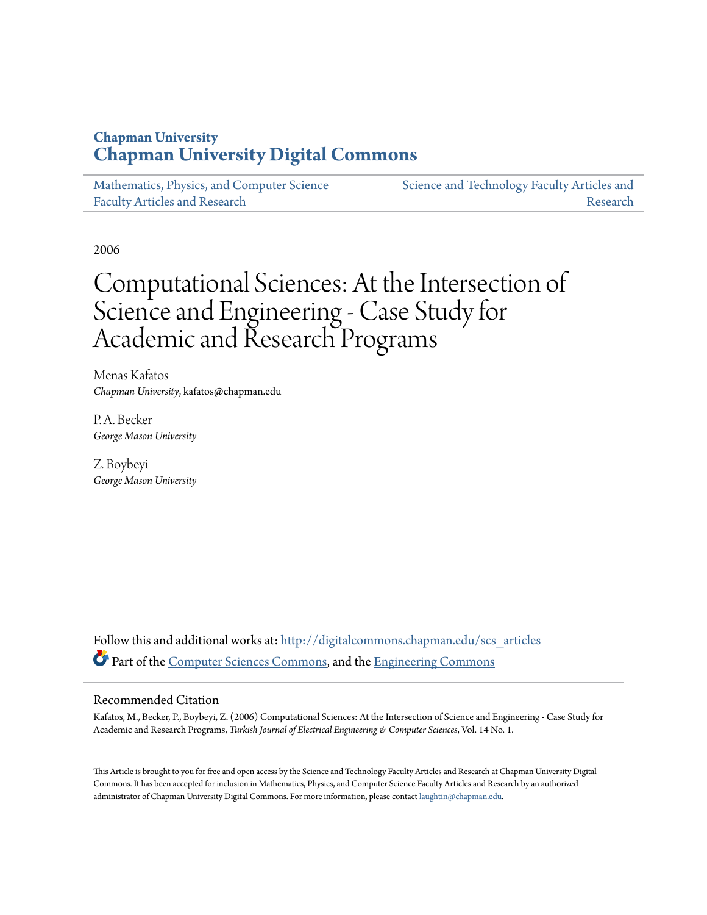Chapman University

# Chapman University Digital Commons

Mathematics, Physics, and Computer Science Faculty Articles and Research

Science and Technology Faculty Articles and Research

2006

# Computational Sciences: At the Intersection of Science and Engineering - Case Study for Academic and Research Programs

Menas Kafatos
*Chapman University*, kafatos@chapman.edu

P. A. Becker
*George Mason University*

Z. Boybeyi
*George Mason University*

Follow this and additional works at: http://digitalcommons.chapman.edu/scs_articles

Part of the Computer Sciences Commons, and the Engineering Commons

## Recommended Citation

Kafatos, M., Becker, P., Boybeyi, Z. (2006) Computational Sciences: At the Intersection of Science and Engineering - Case Study for Academic and Research Programs, *Turkish Journal of Electrical Engineering & Computer Sciences*, Vol. 14 No. 1.

This Article is brought to you for free and open access by the Science and Technology Faculty Articles and Research at Chapman University Digital Commons. It has been accepted for inclusion in Mathematics, Physics, and Computer Science Faculty Articles and Research by an authorized administrator of Chapman University Digital Commons. For more information, please contact laughtin@chapman.edu.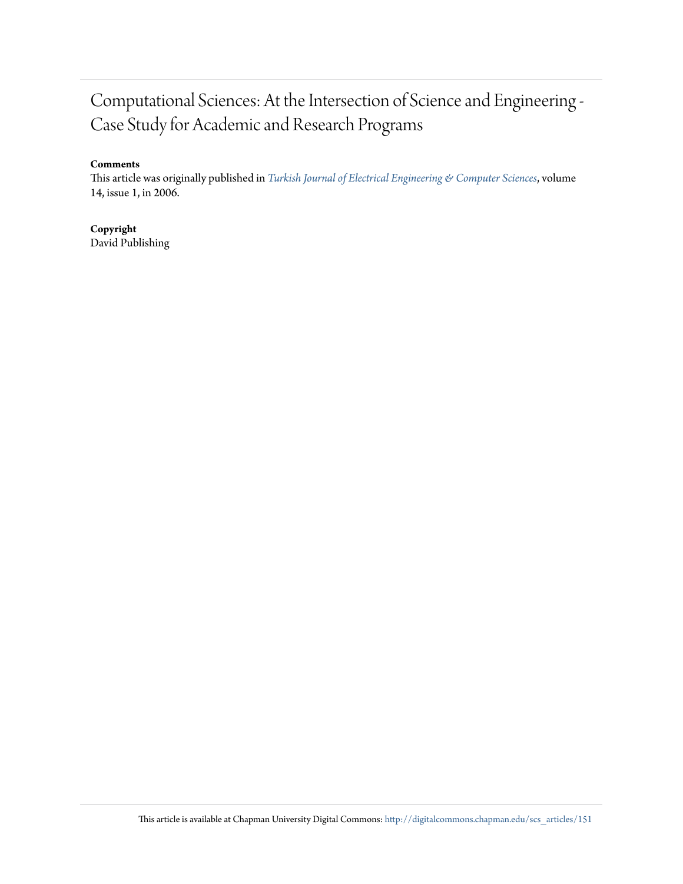# Computational Sciences: At the Intersection of Science and Engineering - Case Study for Academic and Research Programs

**Comments**

This article was originally published in *Turkish Journal of Electrical Engineering & Computer Sciences*, volume 14, issue 1, in 2006.

**Copyright**

David Publishing

This article is available at Chapman University Digital Commons: http://digitalcommons.chapman.edu/scs_articles/151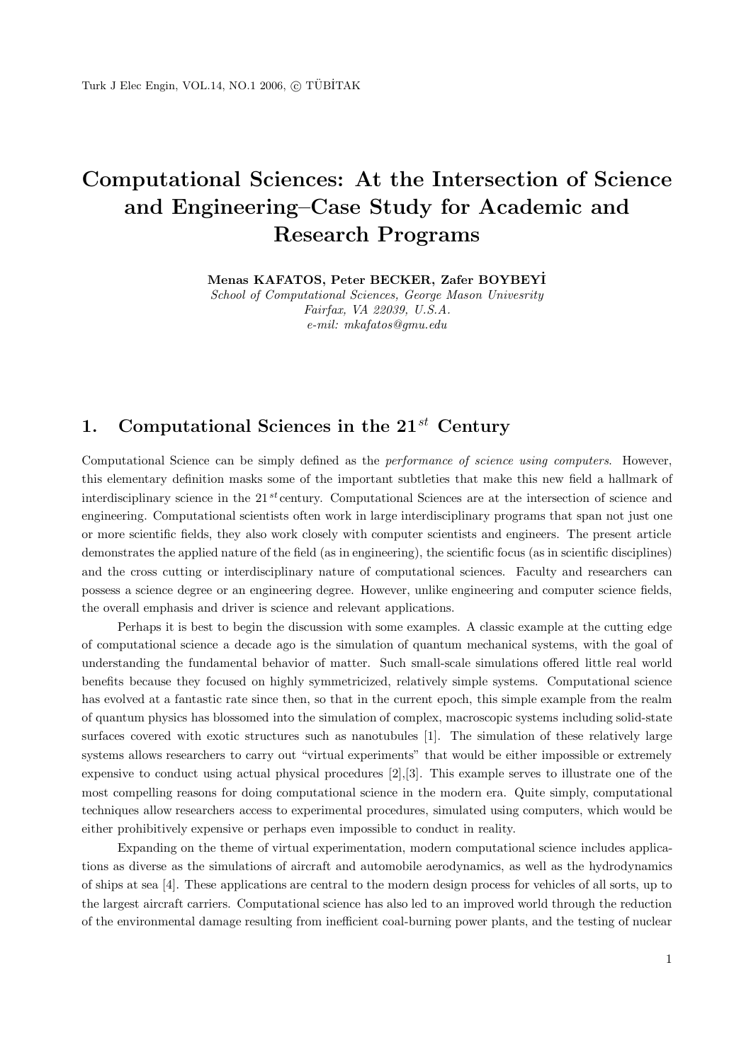# Computational Sciences: At the Intersection of Science and Engineering–Case Study for Academic and Research Programs

**Menas KAFATOS, Peter BECKER, Zafer BOYBEYİ**

*School of Computational Sciences, George Mason Univesrity*
*Fairfax, VA 22039, U.S.A.*
*e-mil: mkafatos@gmu.edu*

## 1. Computational Sciences in the 21$^{st}$ Century

Computational Science can be simply defined as the *performance of science using computers*. However, this elementary definition masks some of the important subtleties that make this new field a hallmark of interdisciplinary science in the 21$^{st}$ century. Computational Sciences are at the intersection of science and engineering. Computational scientists often work in large interdisciplinary programs that span not just one or more scientific fields, they also work closely with computer scientists and engineers. The present article demonstrates the applied nature of the field (as in engineering), the scientific focus (as in scientific disciplines) and the cross cutting or interdisciplinary nature of computational sciences. Faculty and researchers can possess a science degree or an engineering degree. However, unlike engineering and computer science fields, the overall emphasis and driver is science and relevant applications.

Perhaps it is best to begin the discussion with some examples. A classic example at the cutting edge of computational science a decade ago is the simulation of quantum mechanical systems, with the goal of understanding the fundamental behavior of matter. Such small-scale simulations offered little real world benefits because they focused on highly symmetricized, relatively simple systems. Computational science has evolved at a fantastic rate since then, so that in the current epoch, this simple example from the realm of quantum physics has blossomed into the simulation of complex, macroscopic systems including solid-state surfaces covered with exotic structures such as nanotubules [1]. The simulation of these relatively large systems allows researchers to carry out "virtual experiments" that would be either impossible or extremely expensive to conduct using actual physical procedures [2],[3]. This example serves to illustrate one of the most compelling reasons for doing computational science in the modern era. Quite simply, computational techniques allow researchers access to experimental procedures, simulated using computers, which would be either prohibitively expensive or perhaps even impossible to conduct in reality.

Expanding on the theme of virtual experimentation, modern computational science includes applications as diverse as the simulations of aircraft and automobile aerodynamics, as well as the hydrodynamics of ships at sea [4]. These applications are central to the modern design process for vehicles of all sorts, up to the largest aircraft carriers. Computational science has also led to an improved world through the reduction of the environmental damage resulting from inefficient coal-burning power plants, and the testing of nuclear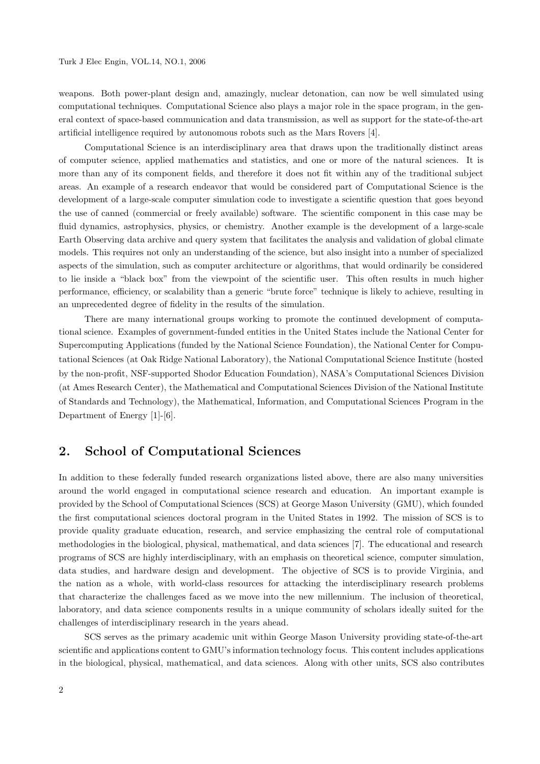weapons. Both power-plant design and, amazingly, nuclear detonation, can now be well simulated using computational techniques. Computational Science also plays a major role in the space program, in the general context of space-based communication and data transmission, as well as support for the state-of-the-art artificial intelligence required by autonomous robots such as the Mars Rovers [4].

Computational Science is an interdisciplinary area that draws upon the traditionally distinct areas of computer science, applied mathematics and statistics, and one or more of the natural sciences. It is more than any of its component fields, and therefore it does not fit within any of the traditional subject areas. An example of a research endeavor that would be considered part of Computational Science is the development of a large-scale computer simulation code to investigate a scientific question that goes beyond the use of canned (commercial or freely available) software. The scientific component in this case may be fluid dynamics, astrophysics, physics, or chemistry. Another example is the development of a large-scale Earth Observing data archive and query system that facilitates the analysis and validation of global climate models. This requires not only an understanding of the science, but also insight into a number of specialized aspects of the simulation, such as computer architecture or algorithms, that would ordinarily be considered to lie inside a "black box" from the viewpoint of the scientific user. This often results in much higher performance, efficiency, or scalability than a generic "brute force" technique is likely to achieve, resulting in an unprecedented degree of fidelity in the results of the simulation.

There are many international groups working to promote the continued development of computational science. Examples of government-funded entities in the United States include the National Center for Supercomputing Applications (funded by the National Science Foundation), the National Center for Computational Sciences (at Oak Ridge National Laboratory), the National Computational Science Institute (hosted by the non-profit, NSF-supported Shodor Education Foundation), NASA's Computational Sciences Division (at Ames Research Center), the Mathematical and Computational Sciences Division of the National Institute of Standards and Technology), the Mathematical, Information, and Computational Sciences Program in the Department of Energy [1]-[6].

## 2. School of Computational Sciences

In addition to these federally funded research organizations listed above, there are also many universities around the world engaged in computational science research and education. An important example is provided by the School of Computational Sciences (SCS) at George Mason University (GMU), which founded the first computational sciences doctoral program in the United States in 1992. The mission of SCS is to provide quality graduate education, research, and service emphasizing the central role of computational methodologies in the biological, physical, mathematical, and data sciences [7]. The educational and research programs of SCS are highly interdisciplinary, with an emphasis on theoretical science, computer simulation, data studies, and hardware design and development. The objective of SCS is to provide Virginia, and the nation as a whole, with world-class resources for attacking the interdisciplinary research problems that characterize the challenges faced as we move into the new millennium. The inclusion of theoretical, laboratory, and data science components results in a unique community of scholars ideally suited for the challenges of interdisciplinary research in the years ahead.

SCS serves as the primary academic unit within George Mason University providing state-of-the-art scientific and applications content to GMU's information technology focus. This content includes applications in the biological, physical, mathematical, and data sciences. Along with other units, SCS also contributes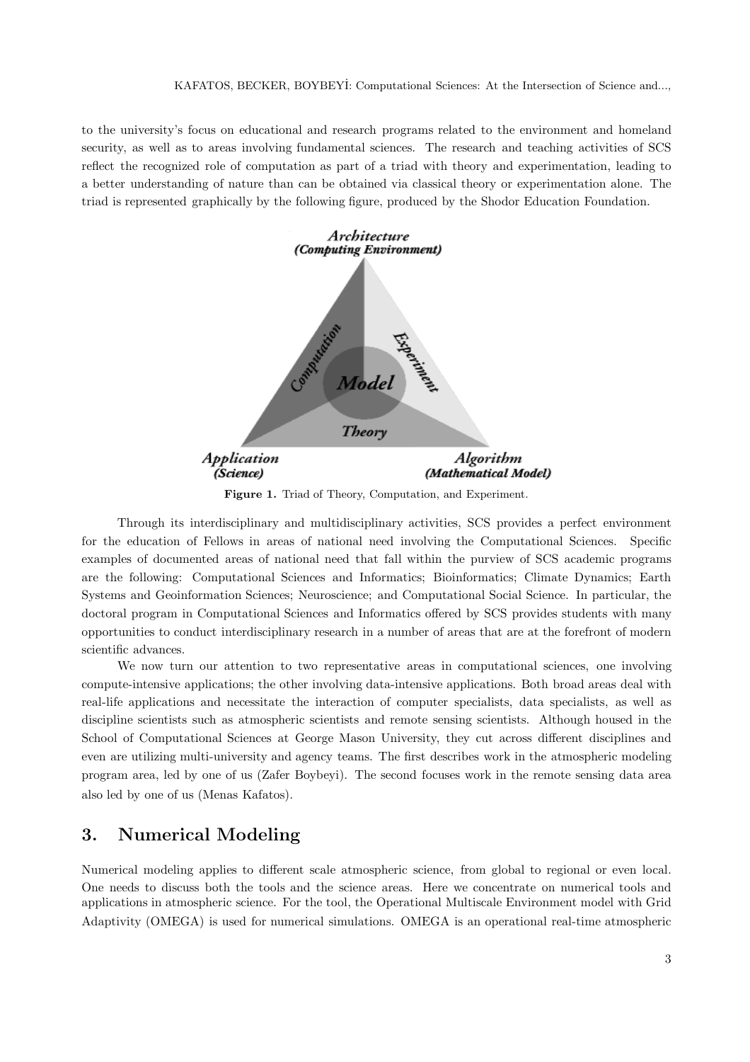to the university's focus on educational and research programs related to the environment and homeland security, as well as to areas involving fundamental sciences. The research and teaching activities of SCS reflect the recognized role of computation as part of a triad with theory and experimentation, leading to a better understanding of nature than can be obtained via classical theory or experimentation alone. The triad is represented graphically by the following figure, produced by the Shodor Education Foundation.

**Figure 1.** Triad of Theory, Computation, and Experiment.

Through its interdisciplinary and multidisciplinary activities, SCS provides a perfect environment for the education of Fellows in areas of national need involving the Computational Sciences. Specific examples of documented areas of national need that fall within the purview of SCS academic programs are the following: Computational Sciences and Informatics; Bioinformatics; Climate Dynamics; Earth Systems and Geoinformation Sciences; Neuroscience; and Computational Social Science. In particular, the doctoral program in Computational Sciences and Informatics offered by SCS provides students with many opportunities to conduct interdisciplinary research in a number of areas that are at the forefront of modern scientific advances.

We now turn our attention to two representative areas in computational sciences, one involving compute-intensive applications; the other involving data-intensive applications. Both broad areas deal with real-life applications and necessitate the interaction of computer specialists, data specialists, as well as discipline scientists such as atmospheric scientists and remote sensing scientists. Although housed in the School of Computational Sciences at George Mason University, they cut across different disciplines and even are utilizing multi-university and agency teams. The first describes work in the atmospheric modeling program area, led by one of us (Zafer Boybeyi). The second focuses work in the remote sensing data area also led by one of us (Menas Kafatos).

## 3. Numerical Modeling

Numerical modeling applies to different scale atmospheric science, from global to regional or even local. One needs to discuss both the tools and the science areas. Here we concentrate on numerical tools and applications in atmospheric science. For the tool, the Operational Multiscale Environment model with Grid Adaptivity (OMEGA) is used for numerical simulations. OMEGA is an operational real-time atmospheric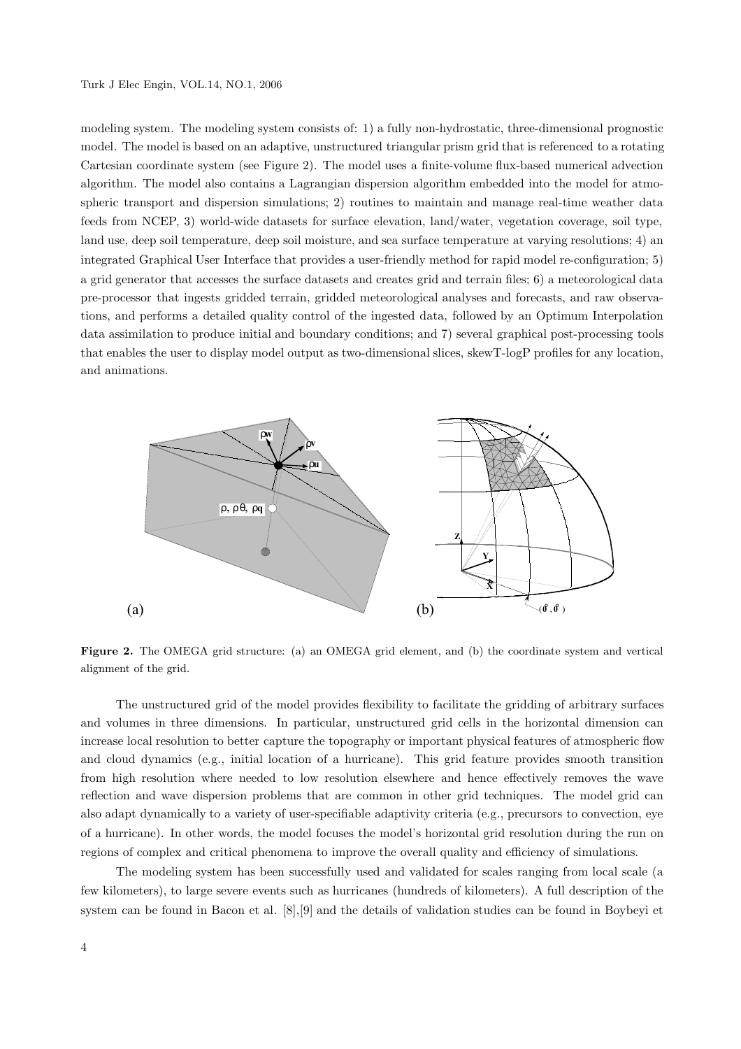modeling system. The modeling system consists of: 1) a fully non-hydrostatic, three-dimensional prognostic model. The model is based on an adaptive, unstructured triangular prism grid that is referenced to a rotating Cartesian coordinate system (see Figure 2). The model uses a finite-volume flux-based numerical advection algorithm. The model also contains a Lagrangian dispersion algorithm embedded into the model for atmospheric transport and dispersion simulations; 2) routines to maintain and manage real-time weather data feeds from NCEP, 3) world-wide datasets for surface elevation, land/water, vegetation coverage, soil type, land use, deep soil temperature, deep soil moisture, and sea surface temperature at varying resolutions; 4) an integrated Graphical User Interface that provides a user-friendly method for rapid model re-configuration; 5) a grid generator that accesses the surface datasets and creates grid and terrain files; 6) a meteorological data pre-processor that ingests gridded terrain, gridded meteorological analyses and forecasts, and raw observations, and performs a detailed quality control of the ingested data, followed by an Optimum Interpolation data assimilation to produce initial and boundary conditions; and 7) several graphical post-processing tools that enables the user to display model output as two-dimensional slices, skewT-logP profiles for any location, and animations.

**Figure 2.** The OMEGA grid structure: (a) an OMEGA grid element, and (b) the coordinate system and vertical alignment of the grid.

The unstructured grid of the model provides flexibility to facilitate the gridding of arbitrary surfaces and volumes in three dimensions. In particular, unstructured grid cells in the horizontal dimension can increase local resolution to better capture the topography or important physical features of atmospheric flow and cloud dynamics (e.g., initial location of a hurricane). This grid feature provides smooth transition from high resolution where needed to low resolution elsewhere and hence effectively removes the wave reflection and wave dispersion problems that are common in other grid techniques. The model grid can also adapt dynamically to a variety of user-specifiable adaptivity criteria (e.g., precursors to convection, eye of a hurricane). In other words, the model focuses the model's horizontal grid resolution during the run on regions of complex and critical phenomena to improve the overall quality and efficiency of simulations.

The modeling system has been successfully used and validated for scales ranging from local scale (a few kilometers), to large severe events such as hurricanes (hundreds of kilometers). A full description of the system can be found in Bacon et al. [8],[9] and the details of validation studies can be found in Boybeyi et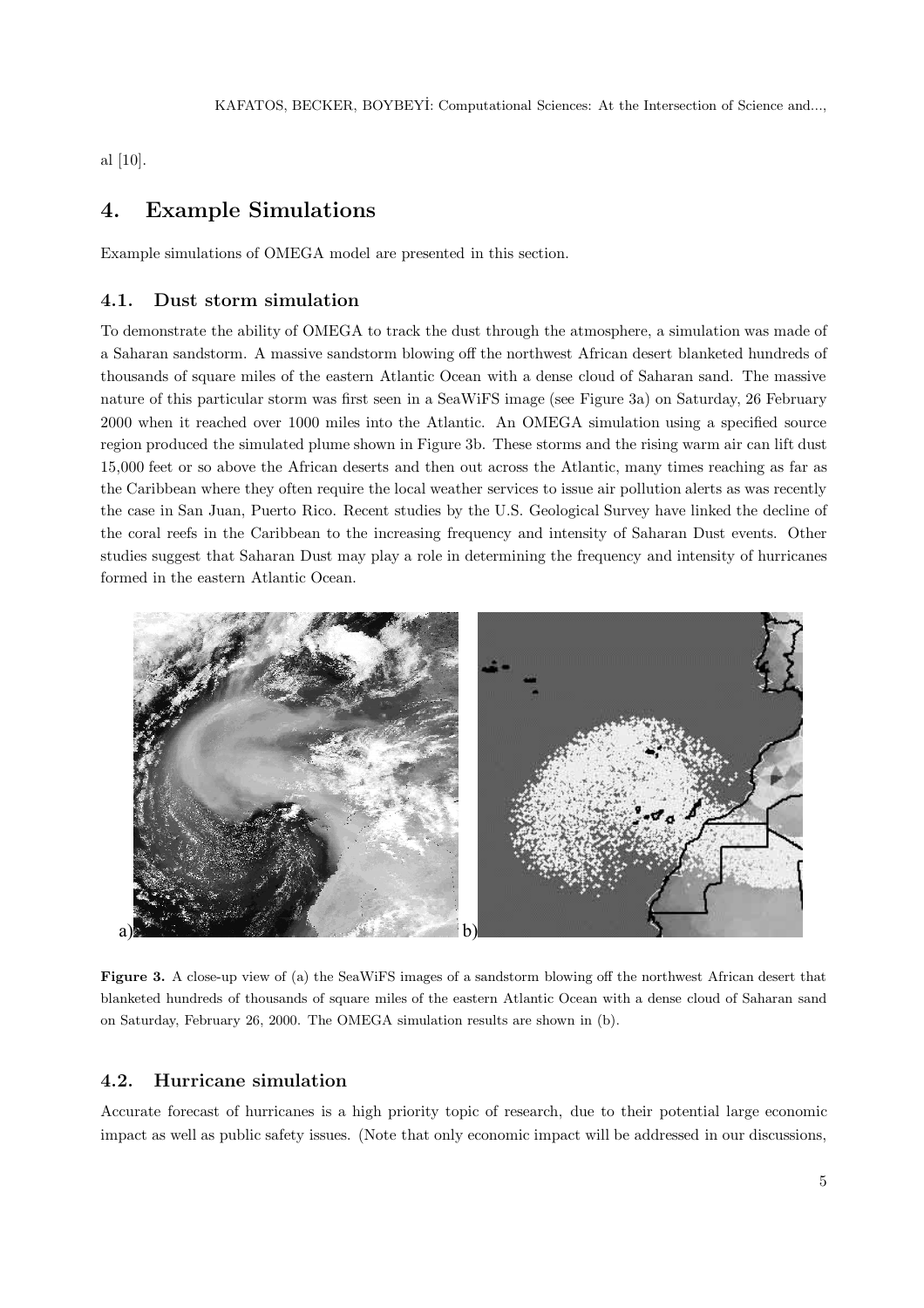al [10].

## 4. Example Simulations

Example simulations of OMEGA model are presented in this section.

### 4.1. Dust storm simulation

To demonstrate the ability of OMEGA to track the dust through the atmosphere, a simulation was made of a Saharan sandstorm. A massive sandstorm blowing off the northwest African desert blanketed hundreds of thousands of square miles of the eastern Atlantic Ocean with a dense cloud of Saharan sand. The massive nature of this particular storm was first seen in a SeaWiFS image (see Figure 3a) on Saturday, 26 February 2000 when it reached over 1000 miles into the Atlantic. An OMEGA simulation using a specified source region produced the simulated plume shown in Figure 3b. These storms and the rising warm air can lift dust 15,000 feet or so above the African deserts and then out across the Atlantic, many times reaching as far as the Caribbean where they often require the local weather services to issue air pollution alerts as was recently the case in San Juan, Puerto Rico. Recent studies by the U.S. Geological Survey have linked the decline of the coral reefs in the Caribbean to the increasing frequency and intensity of Saharan Dust events. Other studies suggest that Saharan Dust may play a role in determining the frequency and intensity of hurricanes formed in the eastern Atlantic Ocean.

a) b)

**Figure 3.** A close-up view of (a) the SeaWiFS images of a sandstorm blowing off the northwest African desert that blanketed hundreds of thousands of square miles of the eastern Atlantic Ocean with a dense cloud of Saharan sand on Saturday, February 26, 2000. The OMEGA simulation results are shown in (b).

### 4.2. Hurricane simulation

Accurate forecast of hurricanes is a high priority topic of research, due to their potential large economic impact as well as public safety issues. (Note that only economic impact will be addressed in our discussions,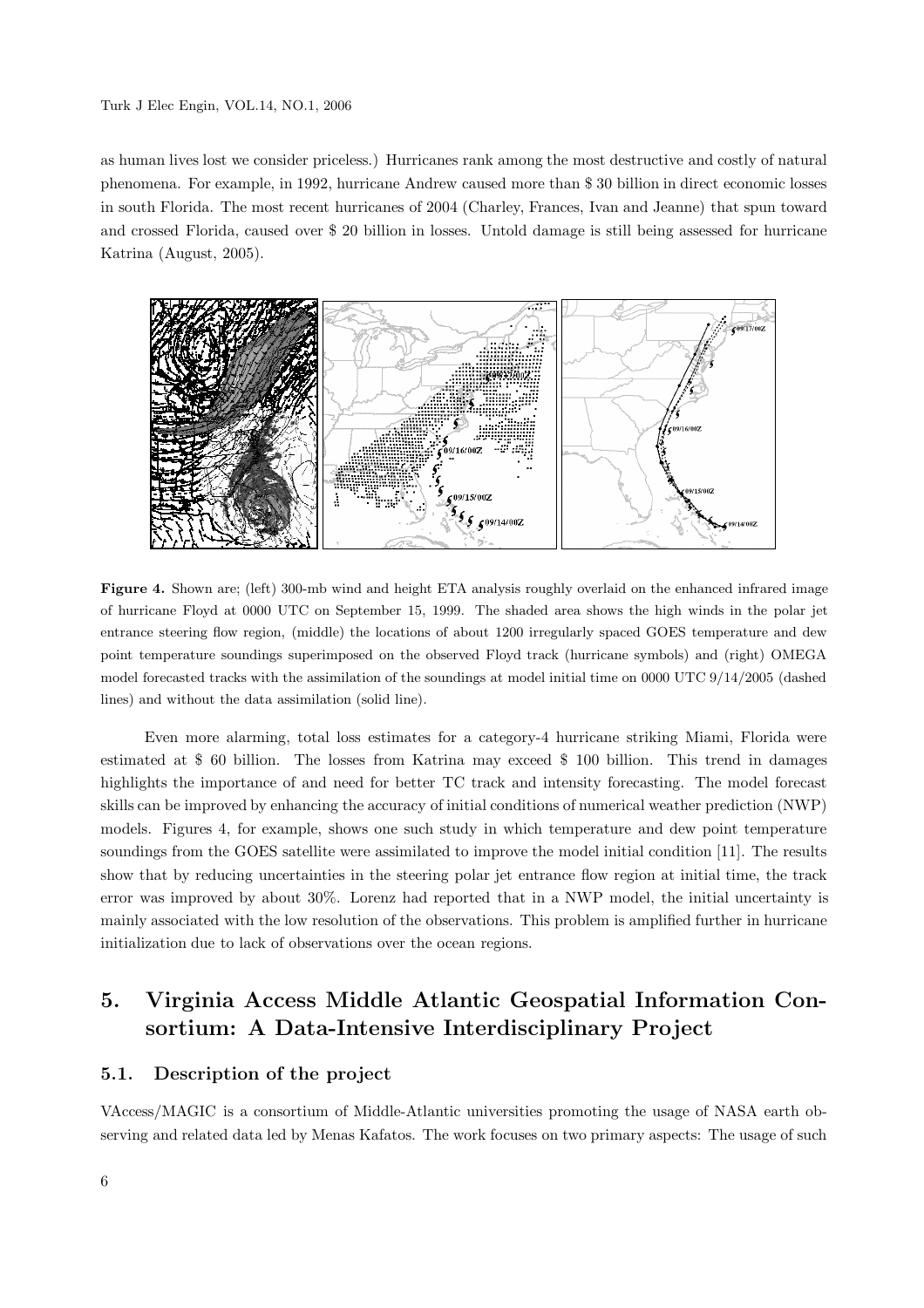as human lives lost we consider priceless.) Hurricanes rank among the most destructive and costly of natural phenomena. For example, in 1992, hurricane Andrew caused more than $ 30 billion in direct economic losses in south Florida. The most recent hurricanes of 2004 (Charley, Frances, Ivan and Jeanne) that spun toward and crossed Florida, caused over $ 20 billion in losses. Untold damage is still being assessed for hurricane Katrina (August, 2005).

**Figure 4.** Shown are; (left) 300-mb wind and height ETA analysis roughly overlaid on the enhanced infrared image of hurricane Floyd at 0000 UTC on September 15, 1999. The shaded area shows the high winds in the polar jet entrance steering flow region, (middle) the locations of about 1200 irregularly spaced GOES temperature and dew point temperature soundings superimposed on the observed Floyd track (hurricane symbols) and (right) OMEGA model forecasted tracks with the assimilation of the soundings at model initial time on 0000 UTC 9/14/2005 (dashed lines) and without the data assimilation (solid line).

Even more alarming, total loss estimates for a category-4 hurricane striking Miami, Florida were estimated at $ 60 billion. The losses from Katrina may exceed $ 100 billion. This trend in damages highlights the importance of and need for better TC track and intensity forecasting. The model forecast skills can be improved by enhancing the accuracy of initial conditions of numerical weather prediction (NWP) models. Figures 4, for example, shows one such study in which temperature and dew point temperature soundings from the GOES satellite were assimilated to improve the model initial condition [11]. The results show that by reducing uncertainties in the steering polar jet entrance flow region at initial time, the track error was improved by about 30%. Lorenz had reported that in a NWP model, the initial uncertainty is mainly associated with the low resolution of the observations. This problem is amplified further in hurricane initialization due to lack of observations over the ocean regions.

## 5. Virginia Access Middle Atlantic Geospatial Information Consortium: A Data-Intensive Interdisciplinary Project

### 5.1. Description of the project

VAccess/MAGIC is a consortium of Middle-Atlantic universities promoting the usage of NASA earth observing and related data led by Menas Kafatos. The work focuses on two primary aspects: The usage of such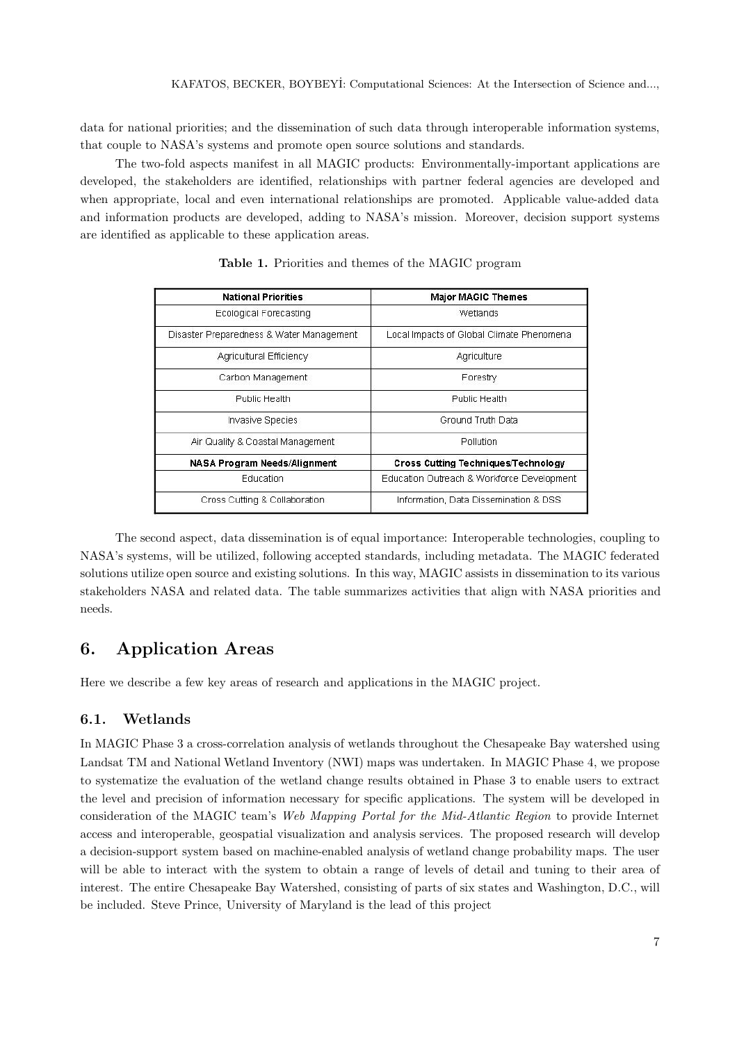data for national priorities; and the dissemination of such data through interoperable information systems, that couple to NASA's systems and promote open source solutions and standards.

The two-fold aspects manifest in all MAGIC products: Environmentally-important applications are developed, the stakeholders are identified, relationships with partner federal agencies are developed and when appropriate, local and even international relationships are promoted. Applicable value-added data and information products are developed, adding to NASA's mission. Moreover, decision support systems are identified as applicable to these application areas.

**Table 1.** Priorities and themes of the MAGIC program

| **National Priorities** | **Major MAGIC Themes** |
|---|---|
| Ecological Forecasting | Wetlands |
| Disaster Preparedness & Water Management | Local Impacts of Global Climate Phenomena |
| Agricultural Efficiency | Agriculture |
| Carbon Management | Forestry |
| Public Health | Public Health |
| Invasive Species | Ground Truth Data |
| Air Quality & Coastal Management | Pollution |
| **NASA Program Needs/Alignment** | **Cross Cutting Techniques/Technology** |
| Education | Education Outreach & Workforce Development |
| Cross Cutting & Collaboration | Information, Data Dissemination & DSS |

The second aspect, data dissemination is of equal importance: Interoperable technologies, coupling to NASA's systems, will be utilized, following accepted standards, including metadata. The MAGIC federated solutions utilize open source and existing solutions. In this way, MAGIC assists in dissemination to its various stakeholders NASA and related data. The table summarizes activities that align with NASA priorities and needs.

## 6. Application Areas

Here we describe a few key areas of research and applications in the MAGIC project.

### 6.1. Wetlands

In MAGIC Phase 3 a cross-correlation analysis of wetlands throughout the Chesapeake Bay watershed using Landsat TM and National Wetland Inventory (NWI) maps was undertaken. In MAGIC Phase 4, we propose to systematize the evaluation of the wetland change results obtained in Phase 3 to enable users to extract the level and precision of information necessary for specific applications. The system will be developed in consideration of the MAGIC team's *Web Mapping Portal for the Mid-Atlantic Region* to provide Internet access and interoperable, geospatial visualization and analysis services. The proposed research will develop a decision-support system based on machine-enabled analysis of wetland change probability maps. The user will be able to interact with the system to obtain a range of levels of detail and tuning to their area of interest. The entire Chesapeake Bay Watershed, consisting of parts of six states and Washington, D.C., will be included. Steve Prince, University of Maryland is the lead of this project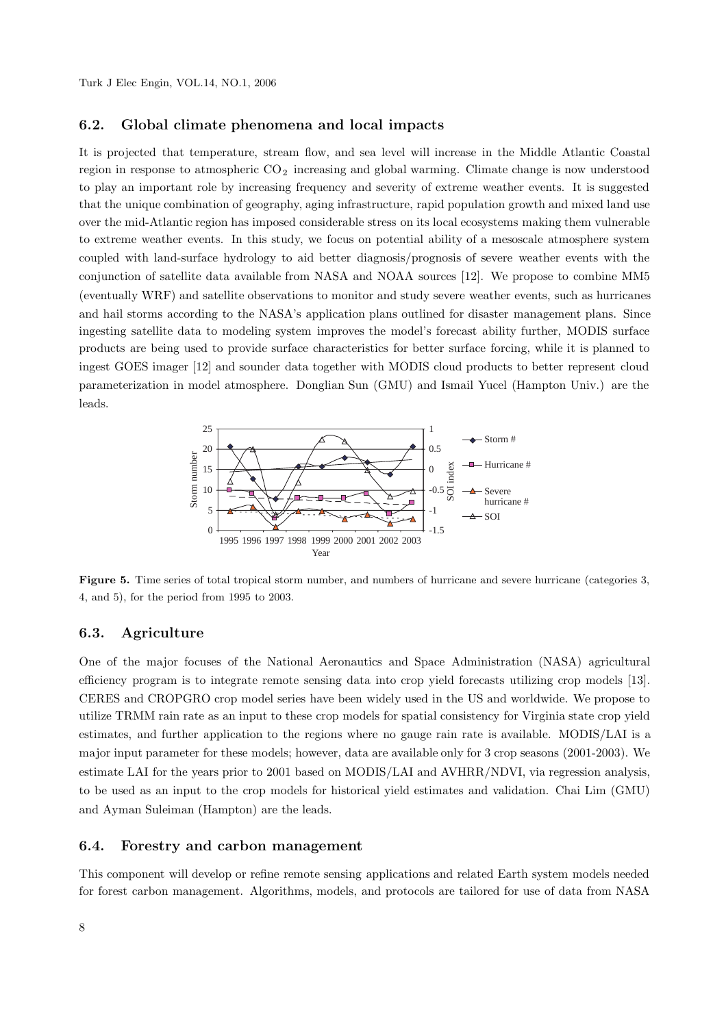### 6.2. Global climate phenomena and local impacts

It is projected that temperature, stream flow, and sea level will increase in the Middle Atlantic Coastal region in response to atmospheric $CO_2$ increasing and global warming. Climate change is now understood to play an important role by increasing frequency and severity of extreme weather events. It is suggested that the unique combination of geography, aging infrastructure, rapid population growth and mixed land use over the mid-Atlantic region has imposed considerable stress on its local ecosystems making them vulnerable to extreme weather events. In this study, we focus on potential ability of a mesoscale atmosphere system coupled with land-surface hydrology to aid better diagnosis/prognosis of severe weather events with the conjunction of satellite data available from NASA and NOAA sources [12]. We propose to combine MM5 (eventually WRF) and satellite observations to monitor and study severe weather events, such as hurricanes and hail storms according to the NASA's application plans outlined for disaster management plans. Since ingesting satellite data to modeling system improves the model's forecast ability further, MODIS surface products are being used to provide surface characteristics for better surface forcing, while it is planned to ingest GOES imager [12] and sounder data together with MODIS cloud products to better represent cloud parameterization in model atmosphere. Donglian Sun (GMU) and Ismail Yucel (Hampton Univ.) are the leads.

**Figure 5.** Time series of total tropical storm number, and numbers of hurricane and severe hurricane (categories 3, 4, and 5), for the period from 1995 to 2003.

### 6.3. Agriculture

One of the major focuses of the National Aeronautics and Space Administration (NASA) agricultural efficiency program is to integrate remote sensing data into crop yield forecasts utilizing crop models [13]. CERES and CROPGRO crop model series have been widely used in the US and worldwide. We propose to utilize TRMM rain rate as an input to these crop models for spatial consistency for Virginia state crop yield estimates, and further application to the regions where no gauge rain rate is available. MODIS/LAI is a major input parameter for these models; however, data are available only for 3 crop seasons (2001-2003). We estimate LAI for the years prior to 2001 based on MODIS/LAI and AVHRR/NDVI, via regression analysis, to be used as an input to the crop models for historical yield estimates and validation. Chai Lim (GMU) and Ayman Suleiman (Hampton) are the leads.

### 6.4. Forestry and carbon management

This component will develop or refine remote sensing applications and related Earth system models needed for forest carbon management. Algorithms, models, and protocols are tailored for use of data from NASA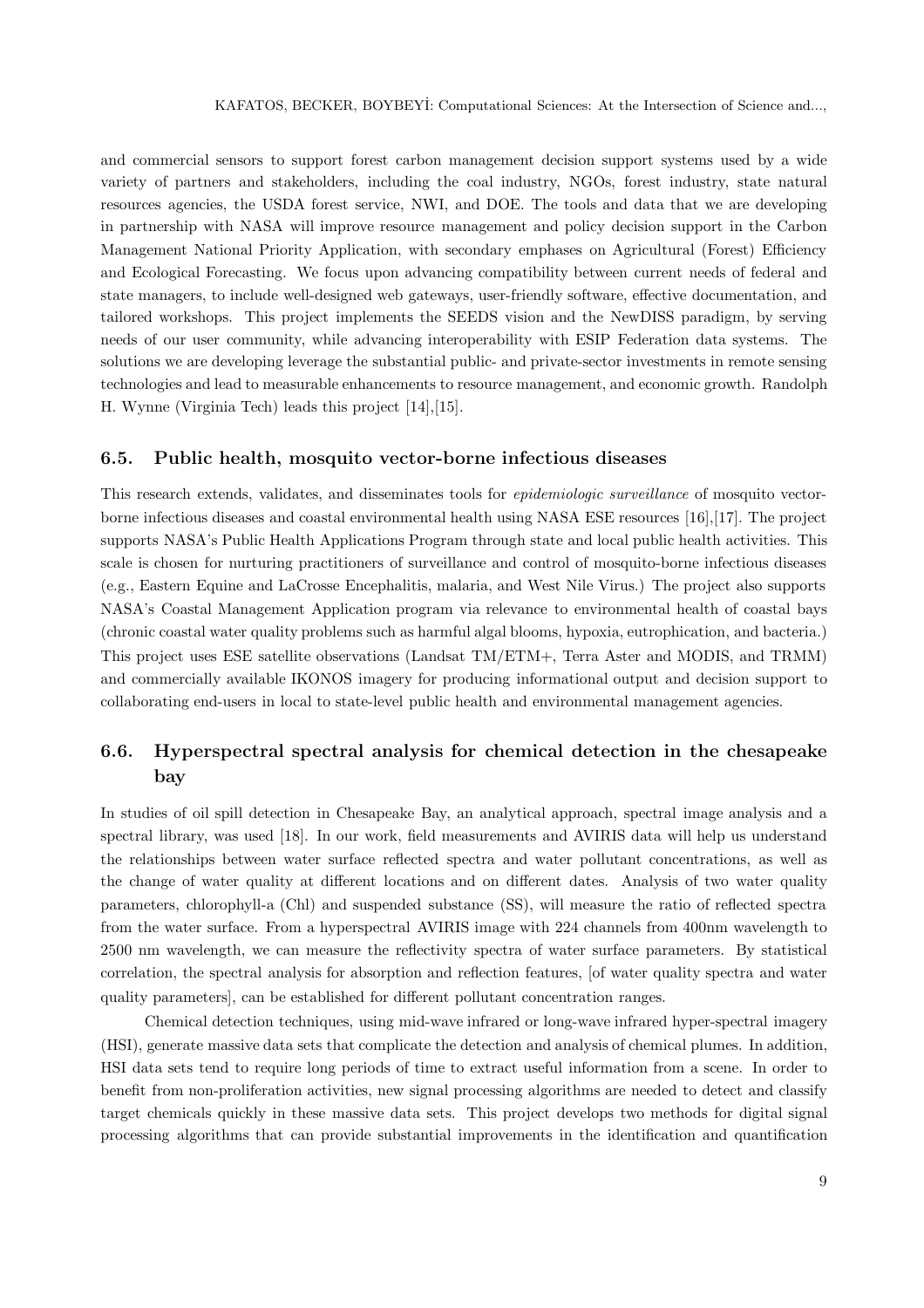and commercial sensors to support forest carbon management decision support systems used by a wide variety of partners and stakeholders, including the coal industry, NGOs, forest industry, state natural resources agencies, the USDA forest service, NWI, and DOE. The tools and data that we are developing in partnership with NASA will improve resource management and policy decision support in the Carbon Management National Priority Application, with secondary emphases on Agricultural (Forest) Efficiency and Ecological Forecasting. We focus upon advancing compatibility between current needs of federal and state managers, to include well-designed web gateways, user-friendly software, effective documentation, and tailored workshops. This project implements the SEEDS vision and the NewDISS paradigm, by serving needs of our user community, while advancing interoperability with ESIP Federation data systems. The solutions we are developing leverage the substantial public- and private-sector investments in remote sensing technologies and lead to measurable enhancements to resource management, and economic growth. Randolph H. Wynne (Virginia Tech) leads this project [14],[15].

### 6.5. Public health, mosquito vector-borne infectious diseases

This research extends, validates, and disseminates tools for *epidemiologic surveillance* of mosquito vector-borne infectious diseases and coastal environmental health using NASA ESE resources [16],[17]. The project supports NASA's Public Health Applications Program through state and local public health activities. This scale is chosen for nurturing practitioners of surveillance and control of mosquito-borne infectious diseases (e.g., Eastern Equine and LaCrosse Encephalitis, malaria, and West Nile Virus.) The project also supports NASA's Coastal Management Application program via relevance to environmental health of coastal bays (chronic coastal water quality problems such as harmful algal blooms, hypoxia, eutrophication, and bacteria.) This project uses ESE satellite observations (Landsat TM/ETM+, Terra Aster and MODIS, and TRMM) and commercially available IKONOS imagery for producing informational output and decision support to collaborating end-users in local to state-level public health and environmental management agencies.

### 6.6. Hyperspectral spectral analysis for chemical detection in the chesapeake bay

In studies of oil spill detection in Chesapeake Bay, an analytical approach, spectral image analysis and a spectral library, was used [18]. In our work, field measurements and AVIRIS data will help us understand the relationships between water surface reflected spectra and water pollutant concentrations, as well as the change of water quality at different locations and on different dates. Analysis of two water quality parameters, chlorophyll-a (Chl) and suspended substance (SS), will measure the ratio of reflected spectra from the water surface. From a hyperspectral AVIRIS image with 224 channels from 400nm wavelength to 2500 nm wavelength, we can measure the reflectivity spectra of water surface parameters. By statistical correlation, the spectral analysis for absorption and reflection features, [of water quality spectra and water quality parameters], can be established for different pollutant concentration ranges.

Chemical detection techniques, using mid-wave infrared or long-wave infrared hyper-spectral imagery (HSI), generate massive data sets that complicate the detection and analysis of chemical plumes. In addition, HSI data sets tend to require long periods of time to extract useful information from a scene. In order to benefit from non-proliferation activities, new signal processing algorithms are needed to detect and classify target chemicals quickly in these massive data sets. This project develops two methods for digital signal processing algorithms that can provide substantial improvements in the identification and quantification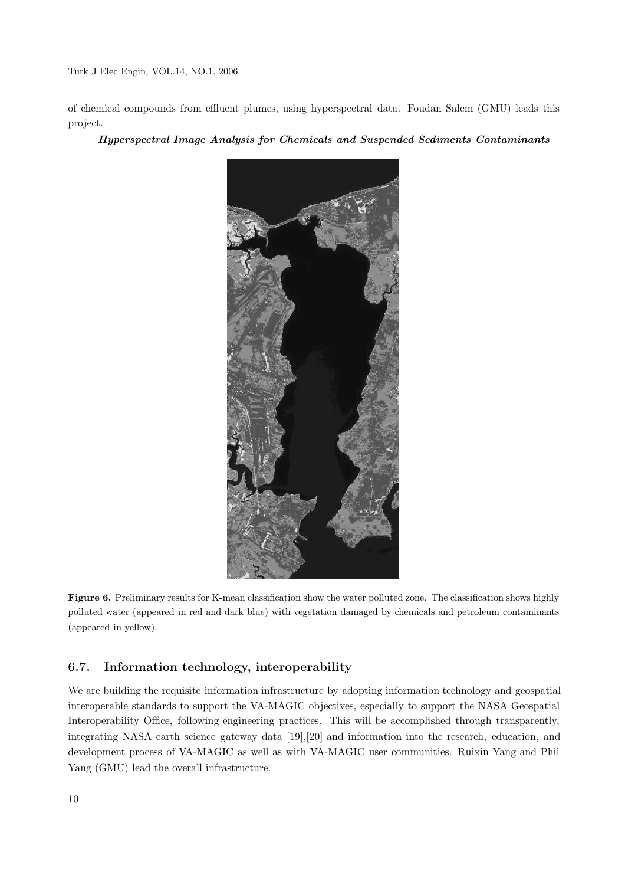of chemical compounds from effluent plumes, using hyperspectral data. Foudan Salem (GMU) leads this project.

***Hyperspectral Image Analysis for Chemicals and Suspended Sediments Contaminants***

**Figure 6.** Preliminary results for K-mean classification show the water polluted zone. The classification shows highly polluted water (appeared in red and dark blue) with vegetation damaged by chemicals and petroleum contaminants (appeared in yellow).

### 6.7. Information technology, interoperability

We are building the requisite information infrastructure by adopting information technology and geospatial interoperable standards to support the VA-MAGIC objectives, especially to support the NASA Geospatial Interoperability Office, following engineering practices. This will be accomplished through transparently, integrating NASA earth science gateway data [19],[20] and information into the research, education, and development process of VA-MAGIC as well as with VA-MAGIC user communities. Ruixin Yang and Phil Yang (GMU) lead the overall infrastructure.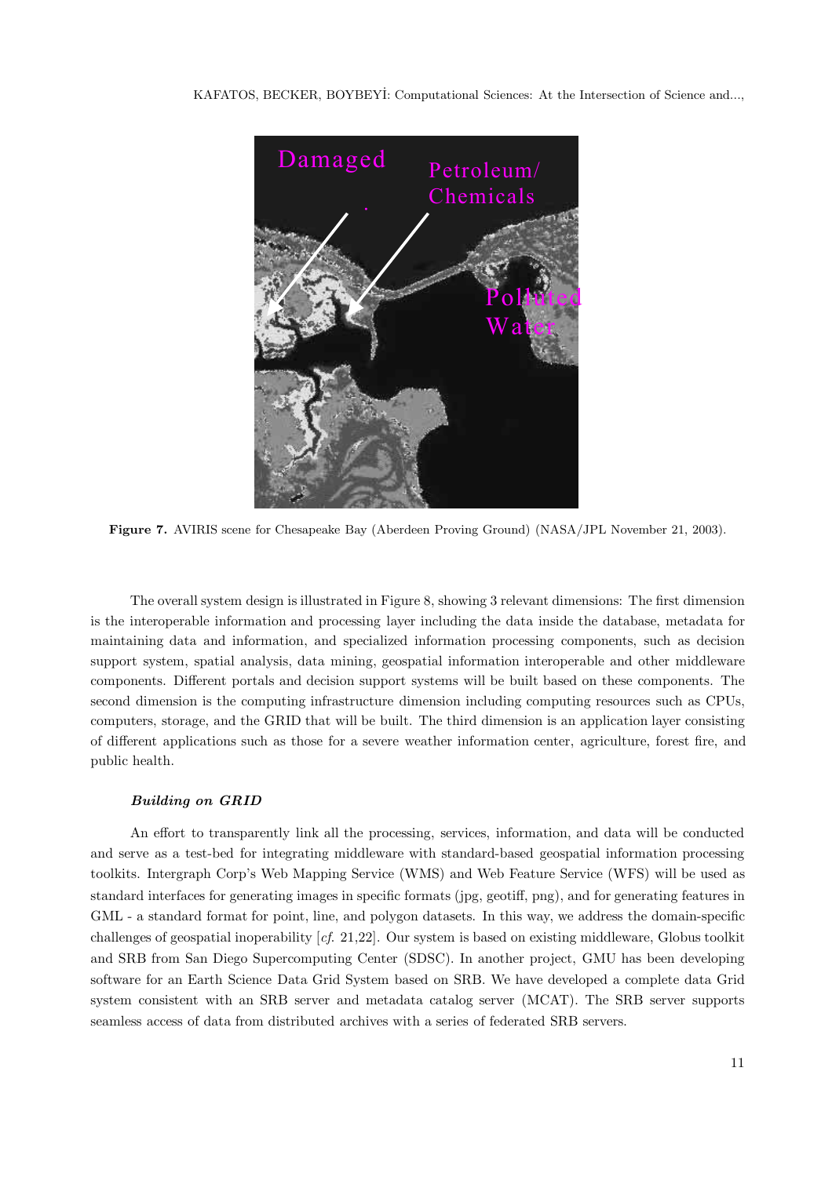Figure 7. AVIRIS scene for Chesapeake Bay (Aberdeen Proving Ground) (NASA/JPL November 21, 2003).

The overall system design is illustrated in Figure 8, showing 3 relevant dimensions: The first dimension is the interoperable information and processing layer including the data inside the database, metadata for maintaining data and information, and specialized information processing components, such as decision support system, spatial analysis, data mining, geospatial information interoperable and other middleware components. Different portals and decision support systems will be built based on these components. The second dimension is the computing infrastructure dimension including computing resources such as CPUs, computers, storage, and the GRID that will be built. The third dimension is an application layer consisting of different applications such as those for a severe weather information center, agriculture, forest fire, and public health.

### *Building on GRID*

An effort to transparently link all the processing, services, information, and data will be conducted and serve as a test-bed for integrating middleware with standard-based geospatial information processing toolkits. Intergraph Corp's Web Mapping Service (WMS) and Web Feature Service (WFS) will be used as standard interfaces for generating images in specific formats (jpg, geotiff, png), and for generating features in GML - a standard format for point, line, and polygon datasets. In this way, we address the domain-specific challenges of geospatial inoperability [*cf.* 21,22]. Our system is based on existing middleware, Globus toolkit and SRB from San Diego Supercomputing Center (SDSC). In another project, GMU has been developing software for an Earth Science Data Grid System based on SRB. We have developed a complete data Grid system consistent with an SRB server and metadata catalog server (MCAT). The SRB server supports seamless access of data from distributed archives with a series of federated SRB servers.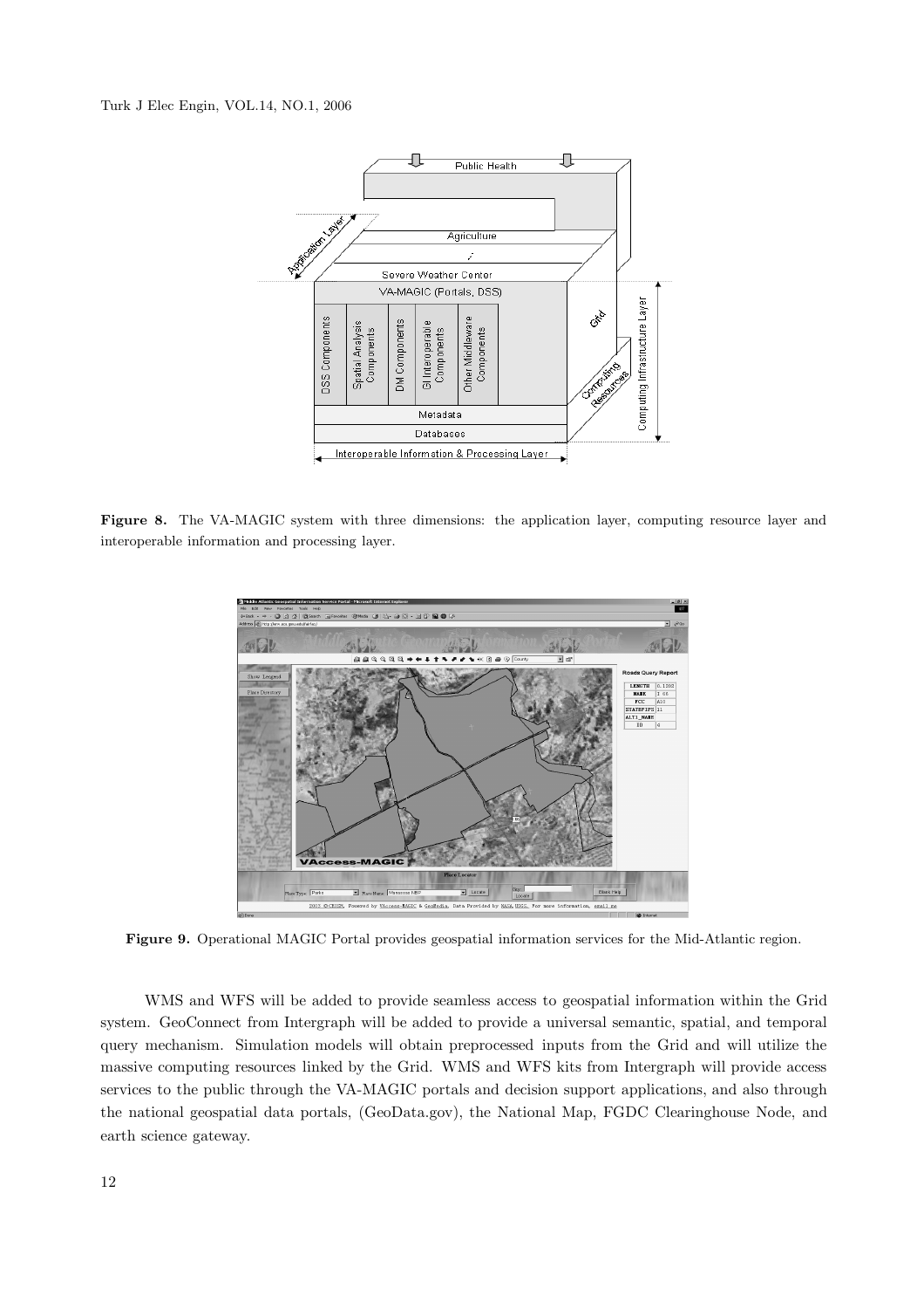**Figure 8.** The VA-MAGIC system with three dimensions: the application layer, computing resource layer and interoperable information and processing layer.

**Figure 9.** Operational MAGIC Portal provides geospatial information services for the Mid-Atlantic region.

WMS and WFS will be added to provide seamless access to geospatial information within the Grid system. GeoConnect from Intergraph will be added to provide a universal semantic, spatial, and temporal query mechanism. Simulation models will obtain preprocessed inputs from the Grid and will utilize the massive computing resources linked by the Grid. WMS and WFS kits from Intergraph will provide access services to the public through the VA-MAGIC portals and decision support applications, and also through the national geospatial data portals, (GeoData.gov), the National Map, FGDC Clearinghouse Node, and earth science gateway.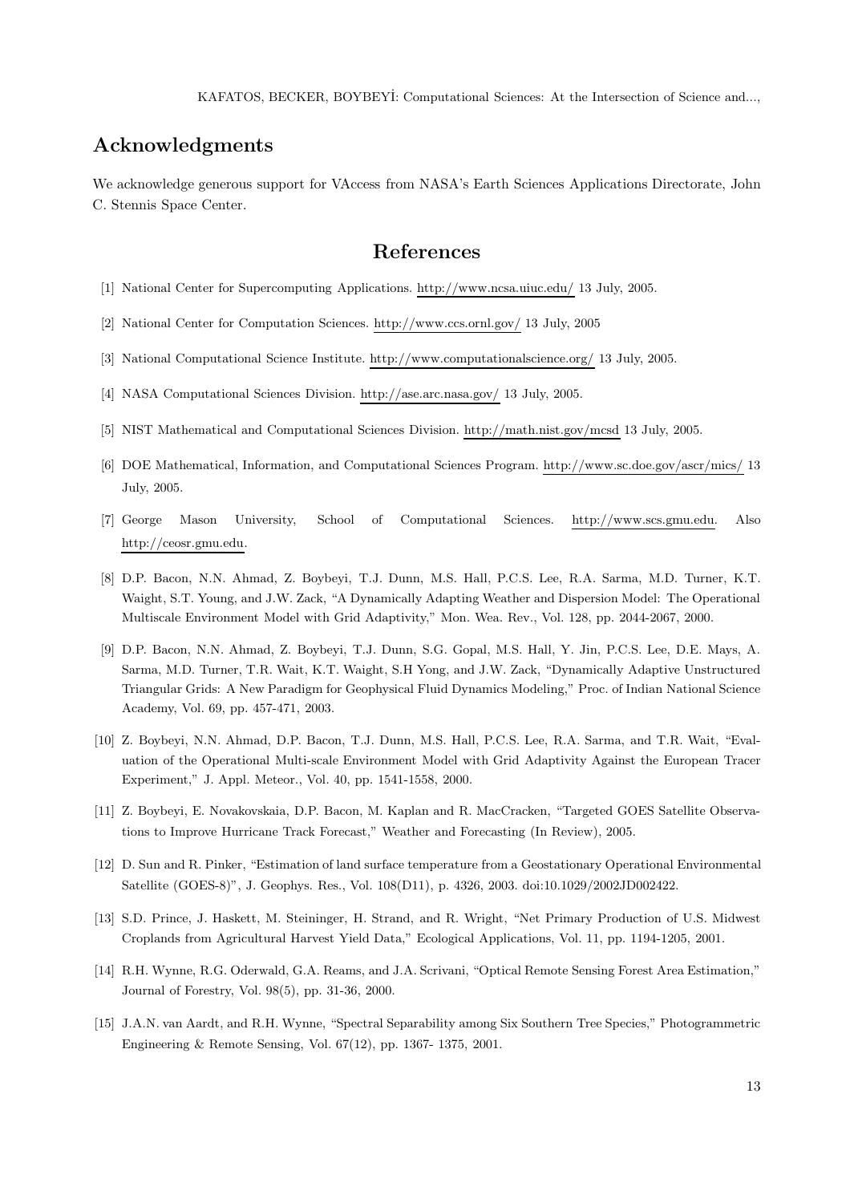## Acknowledgments

We acknowledge generous support for VAccess from NASA's Earth Sciences Applications Directorate, John C. Stennis Space Center.

## References

[1] National Center for Supercomputing Applications. http://www.ncsa.uiuc.edu/ 13 July, 2005.

[2] National Center for Computation Sciences. http://www.ccs.ornl.gov/ 13 July, 2005

[3] National Computational Science Institute. http://www.computationalscience.org/ 13 July, 2005.

[4] NASA Computational Sciences Division. http://ase.arc.nasa.gov/ 13 July, 2005.

[5] NIST Mathematical and Computational Sciences Division. http://math.nist.gov/mcsd 13 July, 2005.

[6] DOE Mathematical, Information, and Computational Sciences Program. http://www.sc.doe.gov/ascr/mics/ 13 July, 2005.

[7] George Mason University, School of Computational Sciences. http://www.scs.gmu.edu. Also http://ceosr.gmu.edu.

[8] D.P. Bacon, N.N. Ahmad, Z. Boybeyi, T.J. Dunn, M.S. Hall, P.C.S. Lee, R.A. Sarma, M.D. Turner, K.T. Waight, S.T. Young, and J.W. Zack, "A Dynamically Adapting Weather and Dispersion Model: The Operational Multiscale Environment Model with Grid Adaptivity," Mon. Wea. Rev., Vol. 128, pp. 2044-2067, 2000.

[9] D.P. Bacon, N.N. Ahmad, Z. Boybeyi, T.J. Dunn, S.G. Gopal, M.S. Hall, Y. Jin, P.C.S. Lee, D.E. Mays, A. Sarma, M.D. Turner, T.R. Wait, K.T. Waight, S.H Yong, and J.W. Zack, "Dynamically Adaptive Unstructured Triangular Grids: A New Paradigm for Geophysical Fluid Dynamics Modeling," Proc. of Indian National Science Academy, Vol. 69, pp. 457-471, 2003.

[10] Z. Boybeyi, N.N. Ahmad, D.P. Bacon, T.J. Dunn, M.S. Hall, P.C.S. Lee, R.A. Sarma, and T.R. Wait, "Evaluation of the Operational Multi-scale Environment Model with Grid Adaptivity Against the European Tracer Experiment," J. Appl. Meteor., Vol. 40, pp. 1541-1558, 2000.

[11] Z. Boybeyi, E. Novakovskaia, D.P. Bacon, M. Kaplan and R. MacCracken, "Targeted GOES Satellite Observations to Improve Hurricane Track Forecast," Weather and Forecasting (In Review), 2005.

[12] D. Sun and R. Pinker, "Estimation of land surface temperature from a Geostationary Operational Environmental Satellite (GOES-8)", J. Geophys. Res., Vol. 108(D11), p. 4326, 2003. doi:10.1029/2002JD002422.

[13] S.D. Prince, J. Haskett, M. Steininger, H. Strand, and R. Wright, "Net Primary Production of U.S. Midwest Croplands from Agricultural Harvest Yield Data," Ecological Applications, Vol. 11, pp. 1194-1205, 2001.

[14] R.H. Wynne, R.G. Oderwald, G.A. Reams, and J.A. Scrivani, "Optical Remote Sensing Forest Area Estimation," Journal of Forestry, Vol. 98(5), pp. 31-36, 2000.

[15] J.A.N. van Aardt, and R.H. Wynne, "Spectral Separability among Six Southern Tree Species," Photogrammetric Engineering & Remote Sensing, Vol. 67(12), pp. 1367- 1375, 2001.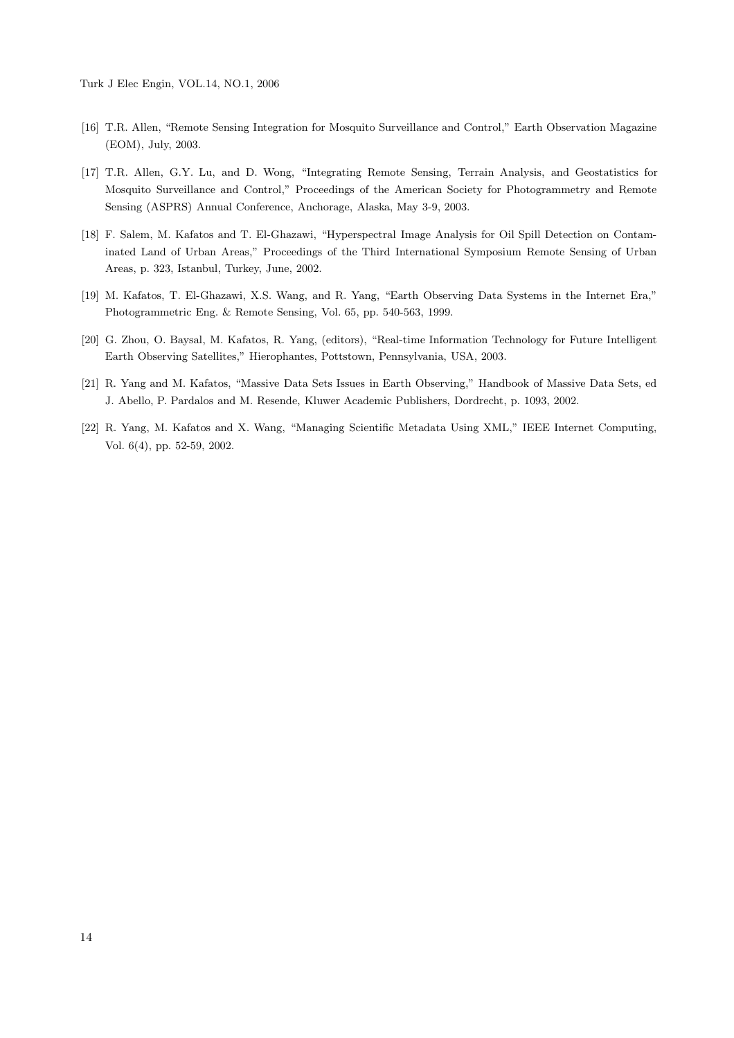[16] T.R. Allen, "Remote Sensing Integration for Mosquito Surveillance and Control," Earth Observation Magazine (EOM), July, 2003.

[17] T.R. Allen, G.Y. Lu, and D. Wong, "Integrating Remote Sensing, Terrain Analysis, and Geostatistics for Mosquito Surveillance and Control," Proceedings of the American Society for Photogrammetry and Remote Sensing (ASPRS) Annual Conference, Anchorage, Alaska, May 3-9, 2003.

[18] F. Salem, M. Kafatos and T. El-Ghazawi, "Hyperspectral Image Analysis for Oil Spill Detection on Contaminated Land of Urban Areas," Proceedings of the Third International Symposium Remote Sensing of Urban Areas, p. 323, Istanbul, Turkey, June, 2002.

[19] M. Kafatos, T. El-Ghazawi, X.S. Wang, and R. Yang, "Earth Observing Data Systems in the Internet Era," Photogrammetric Eng. & Remote Sensing, Vol. 65, pp. 540-563, 1999.

[20] G. Zhou, O. Baysal, M. Kafatos, R. Yang, (editors), "Real-time Information Technology for Future Intelligent Earth Observing Satellites," Hierophantes, Pottstown, Pennsylvania, USA, 2003.

[21] R. Yang and M. Kafatos, "Massive Data Sets Issues in Earth Observing," Handbook of Massive Data Sets, ed J. Abello, P. Pardalos and M. Resende, Kluwer Academic Publishers, Dordrecht, p. 1093, 2002.

[22] R. Yang, M. Kafatos and X. Wang, "Managing Scientific Metadata Using XML," IEEE Internet Computing, Vol. 6(4), pp. 52-59, 2002.